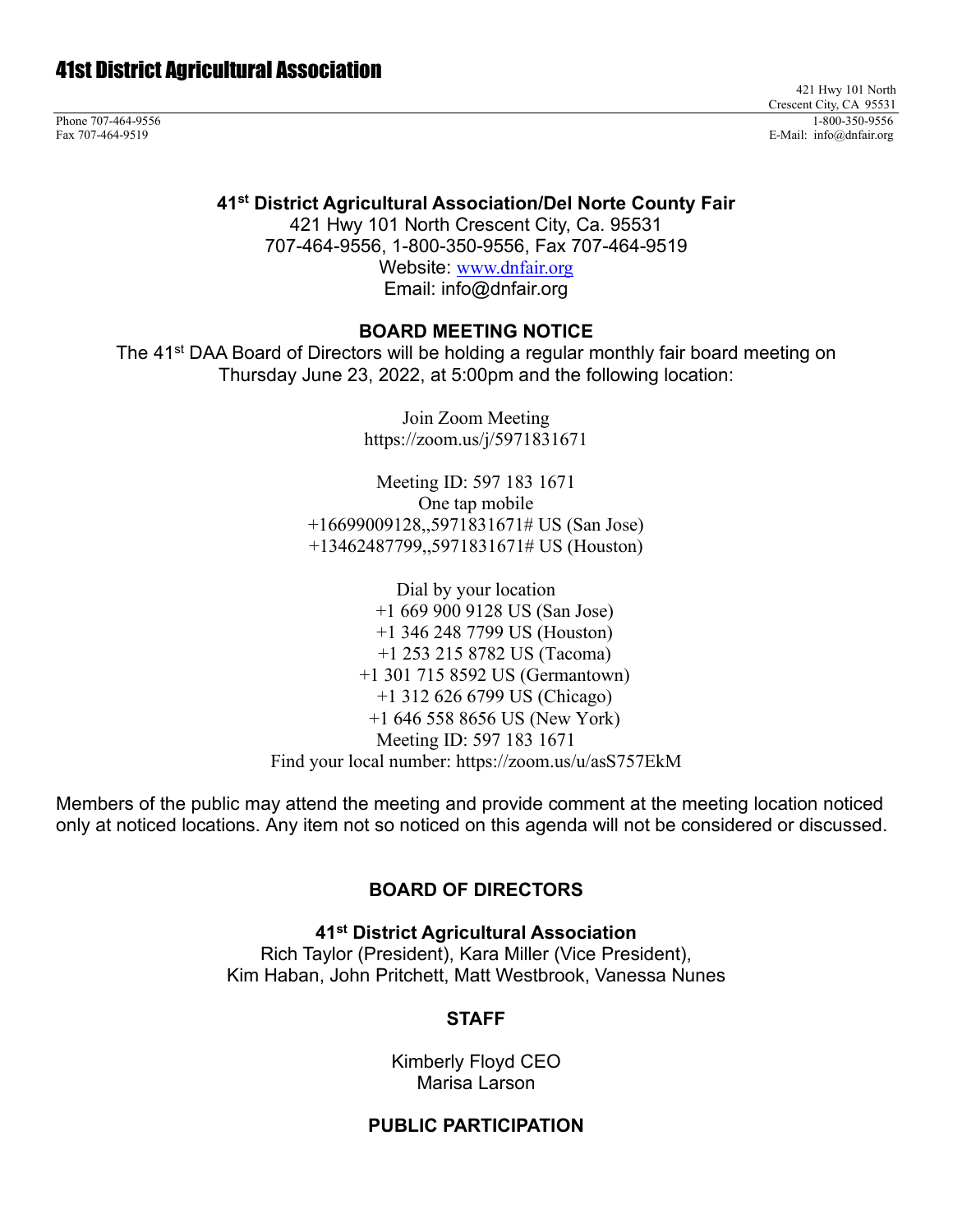# 41st District Agricultural Association

421 Hwy 101 North
Crescent City, CA 95531

Phone 707-464-9556
Fax 707-464-9519

1-800-350-9556
E-Mail: info@dnfair.org

**41st District Agricultural Association/Del Norte County Fair**
421 Hwy 101 North Crescent City, Ca. 95531
707-464-9556, 1-800-350-9556, Fax 707-464-9519
Website: www.dnfair.org
Email: info@dnfair.org

## BOARD MEETING NOTICE

The 41st DAA Board of Directors will be holding a regular monthly fair board meeting on Thursday June 23, 2022, at 5:00pm and the following location:

Join Zoom Meeting
https://zoom.us/j/5971831671

Meeting ID: 597 183 1671
One tap mobile
+16699009128,,5971831671# US (San Jose)
+13462487799,,5971831671# US (Houston)

Dial by your location
+1 669 900 9128 US (San Jose)
+1 346 248 7799 US (Houston)
+1 253 215 8782 US (Tacoma)
+1 301 715 8592 US (Germantown)
+1 312 626 6799 US (Chicago)
+1 646 558 8656 US (New York)
Meeting ID: 597 183 1671
Find your local number: https://zoom.us/u/asS757EkM

Members of the public may attend the meeting and provide comment at the meeting location noticed only at noticed locations. Any item not so noticed on this agenda will not be considered or discussed.

## BOARD OF DIRECTORS

**41st District Agricultural Association**
Rich Taylor (President), Kara Miller (Vice President),
Kim Haban, John Pritchett, Matt Westbrook, Vanessa Nunes

## STAFF

Kimberly Floyd CEO
Marisa Larson

## PUBLIC PARTICIPATION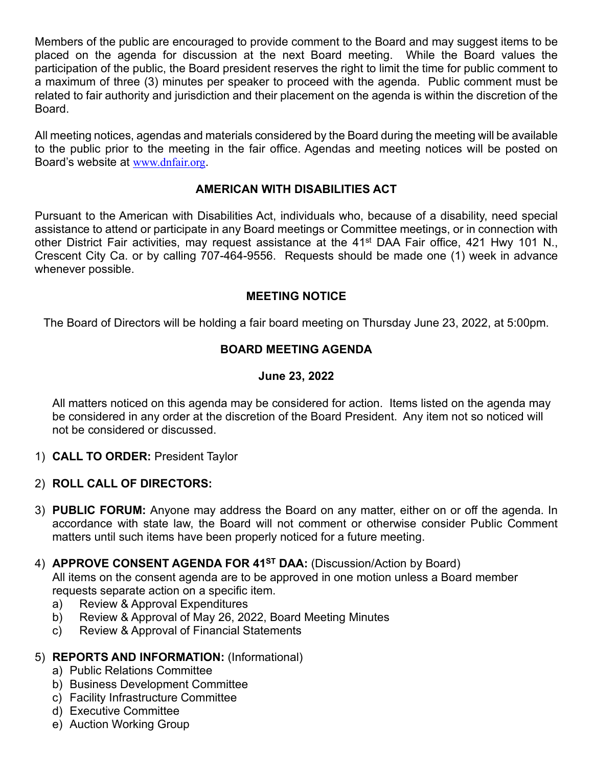Members of the public are encouraged to provide comment to the Board and may suggest items to be placed on the agenda for discussion at the next Board meeting. While the Board values the participation of the public, the Board president reserves the right to limit the time for public comment to a maximum of three (3) minutes per speaker to proceed with the agenda. Public comment must be related to fair authority and jurisdiction and their placement on the agenda is within the discretion of the Board.

All meeting notices, agendas and materials considered by the Board during the meeting will be available to the public prior to the meeting in the fair office. Agendas and meeting notices will be posted on Board's website at www.dnfair.org.

## AMERICAN WITH DISABILITIES ACT

Pursuant to the American with Disabilities Act, individuals who, because of a disability, need special assistance to attend or participate in any Board meetings or Committee meetings, or in connection with other District Fair activities, may request assistance at the 41st DAA Fair office, 421 Hwy 101 N., Crescent City Ca. or by calling 707-464-9556. Requests should be made one (1) week in advance whenever possible.

## MEETING NOTICE

The Board of Directors will be holding a fair board meeting on Thursday June 23, 2022, at 5:00pm.

## BOARD MEETING AGENDA

**June 23, 2022**

All matters noticed on this agenda may be considered for action. Items listed on the agenda may be considered in any order at the discretion of the Board President. Any item not so noticed will not be considered or discussed.

1) **CALL TO ORDER:** President Taylor

2) **ROLL CALL OF DIRECTORS:**

3) **PUBLIC FORUM:** Anyone may address the Board on any matter, either on or off the agenda. In accordance with state law, the Board will not comment or otherwise consider Public Comment matters until such items have been properly noticed for a future meeting.

4) **APPROVE CONSENT AGENDA FOR 41ST DAA:** (Discussion/Action by Board)
   All items on the consent agenda are to be approved in one motion unless a Board member requests separate action on a specific item.
   a) Review & Approval Expenditures
   b) Review & Approval of May 26, 2022, Board Meeting Minutes
   c) Review & Approval of Financial Statements

5) **REPORTS AND INFORMATION:** (Informational)
   a) Public Relations Committee
   b) Business Development Committee
   c) Facility Infrastructure Committee
   d) Executive Committee
   e) Auction Working Group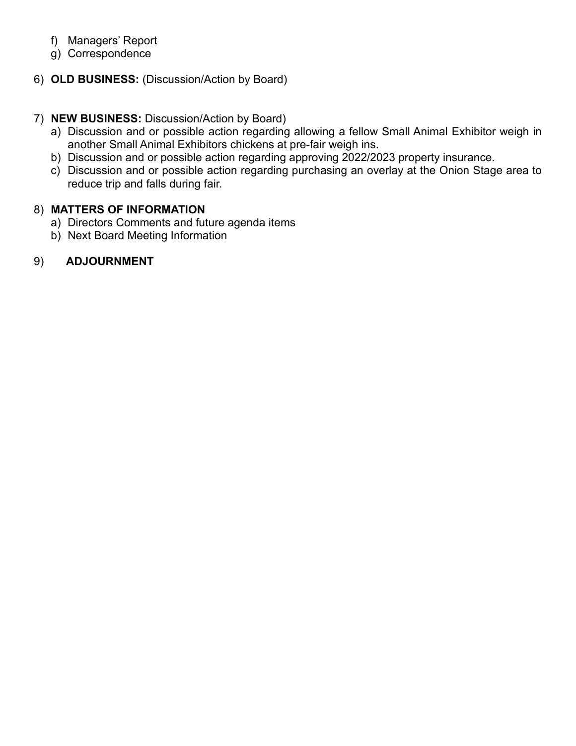f) Managers' Report
g) Correspondence

6) **OLD BUSINESS:** (Discussion/Action by Board)

7) **NEW BUSINESS:** Discussion/Action by Board)
   a) Discussion and or possible action regarding allowing a fellow Small Animal Exhibitor weigh in another Small Animal Exhibitors chickens at pre-fair weigh ins.
   b) Discussion and or possible action regarding approving 2022/2023 property insurance.
   c) Discussion and or possible action regarding purchasing an overlay at the Onion Stage area to reduce trip and falls during fair.

8) **MATTERS OF INFORMATION**
   a) Directors Comments and future agenda items
   b) Next Board Meeting Information

9) **ADJOURNMENT**